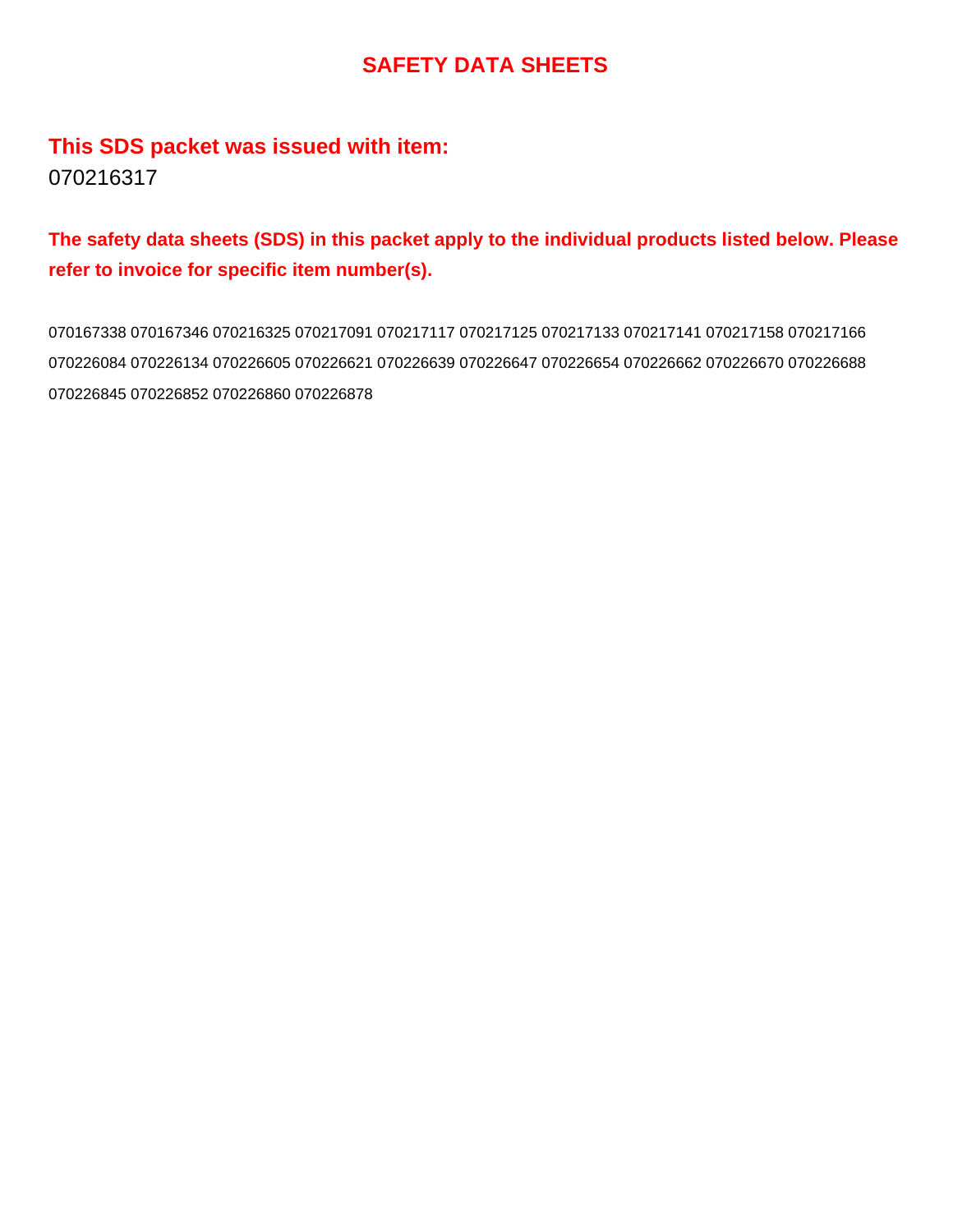# SAFETY DATA SHEETS

## This SDS packet was issued with item:

070216317

**The safety data sheets (SDS) in this packet apply to the individual products listed below. Please refer to invoice for specific item number(s).**

070167338 070167346 070216325 070217091 070217117 070217125 070217133 070217141 070217158 070217166 070226084 070226134 070226605 070226621 070226639 070226647 070226654 070226662 070226670 070226688 070226845 070226852 070226860 070226878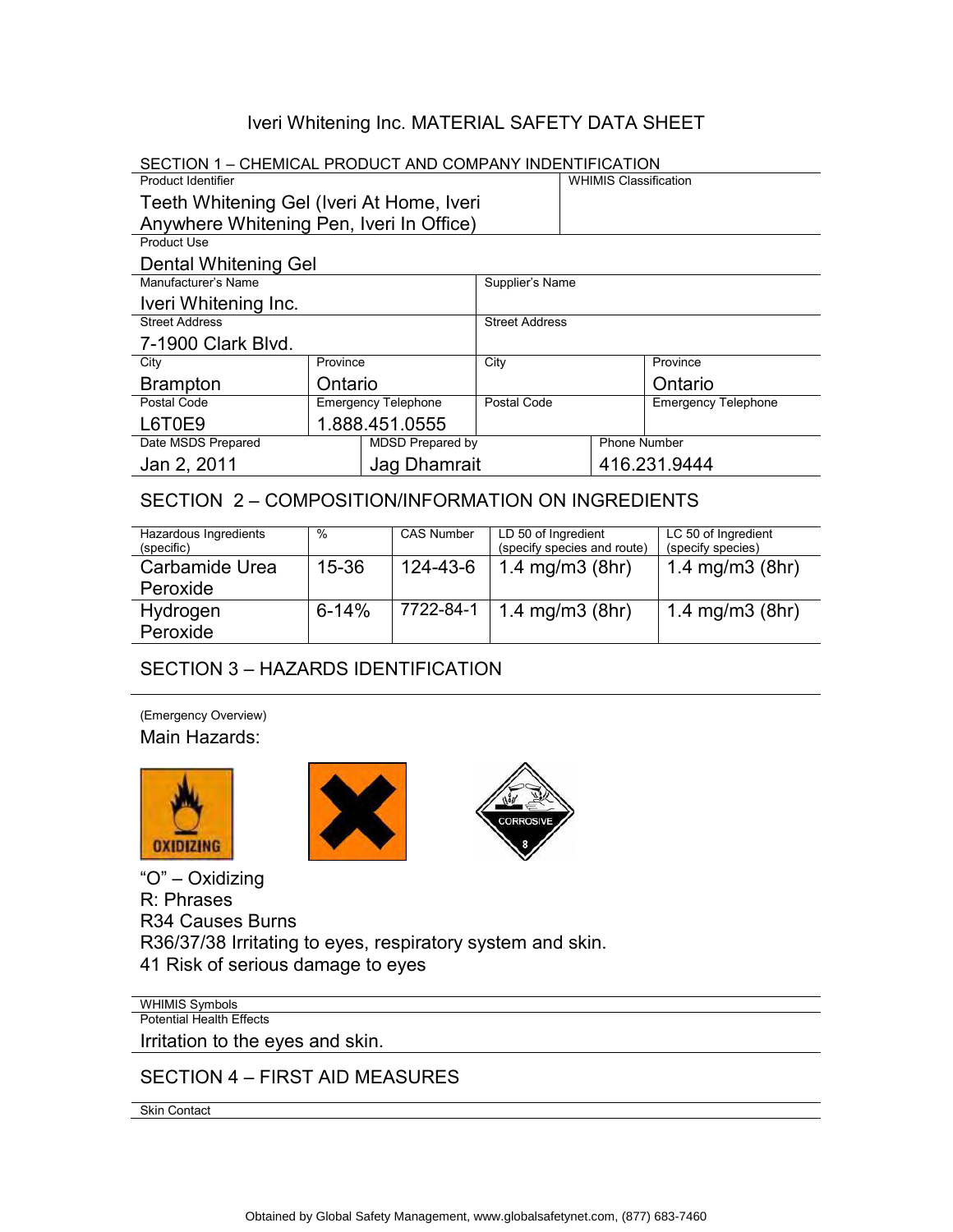# Iveri Whitening Inc. MATERIAL SAFETY DATA SHEET

## SECTION 1 – CHEMICAL PRODUCT AND COMPANY INDENTIFICATION

| Product Identifier | WHIMIS Classification |
|---|---|
| Teeth Whitening Gel (Iveri At Home, Iveri Anywhere Whitening Pen, Iveri In Office) | |

**Product Use**

Dental Whitening Gel

| Manufacturer's Name | | Supplier's Name | |
|---|---|---|---|
| Iveri Whitening Inc. | | | |
| **Street Address** | | **Street Address** | |
| 7-1900 Clark Blvd. | | | |
| **City** | **Province** | **City** | **Province** |
| Brampton | Ontario | | Ontario |
| **Postal Code** | **Emergency Telephone** | **Postal Code** | **Emergency Telephone** |
| L6T0E9 | 1.888.451.0555 | | |

| Date MSDS Prepared | MDSD Prepared by | Phone Number |
|---|---|---|
| Jan 2, 2011 | Jag Dhamrait | 416.231.9444 |

## SECTION 2 – COMPOSITION/INFORMATION ON INGREDIENTS

| Hazardous Ingredients (specific) | % | CAS Number | LD 50 of Ingredient (specify species and route) | LC 50 of Ingredient (specify species) |
|---|---|---|---|---|
| Carbamide Urea Peroxide | 15-36 | 124-43-6 | 1.4 mg/m3 (8hr) | 1.4 mg/m3 (8hr) |
| Hydrogen Peroxide | 6-14% | 7722-84-1 | 1.4 mg/m3 (8hr) | 1.4 mg/m3 (8hr) |

## SECTION 3 – HAZARDS IDENTIFICATION

(Emergency Overview)

Main Hazards:

"O" – Oxidizing

R: Phrases

R34 Causes Burns

R36/37/38 Irritating to eyes, respiratory system and skin.

41 Risk of serious damage to eyes

**WHIMIS Symbols**

**Potential Health Effects**

Irritation to the eyes and skin.

## SECTION 4 – FIRST AID MEASURES

**Skin Contact**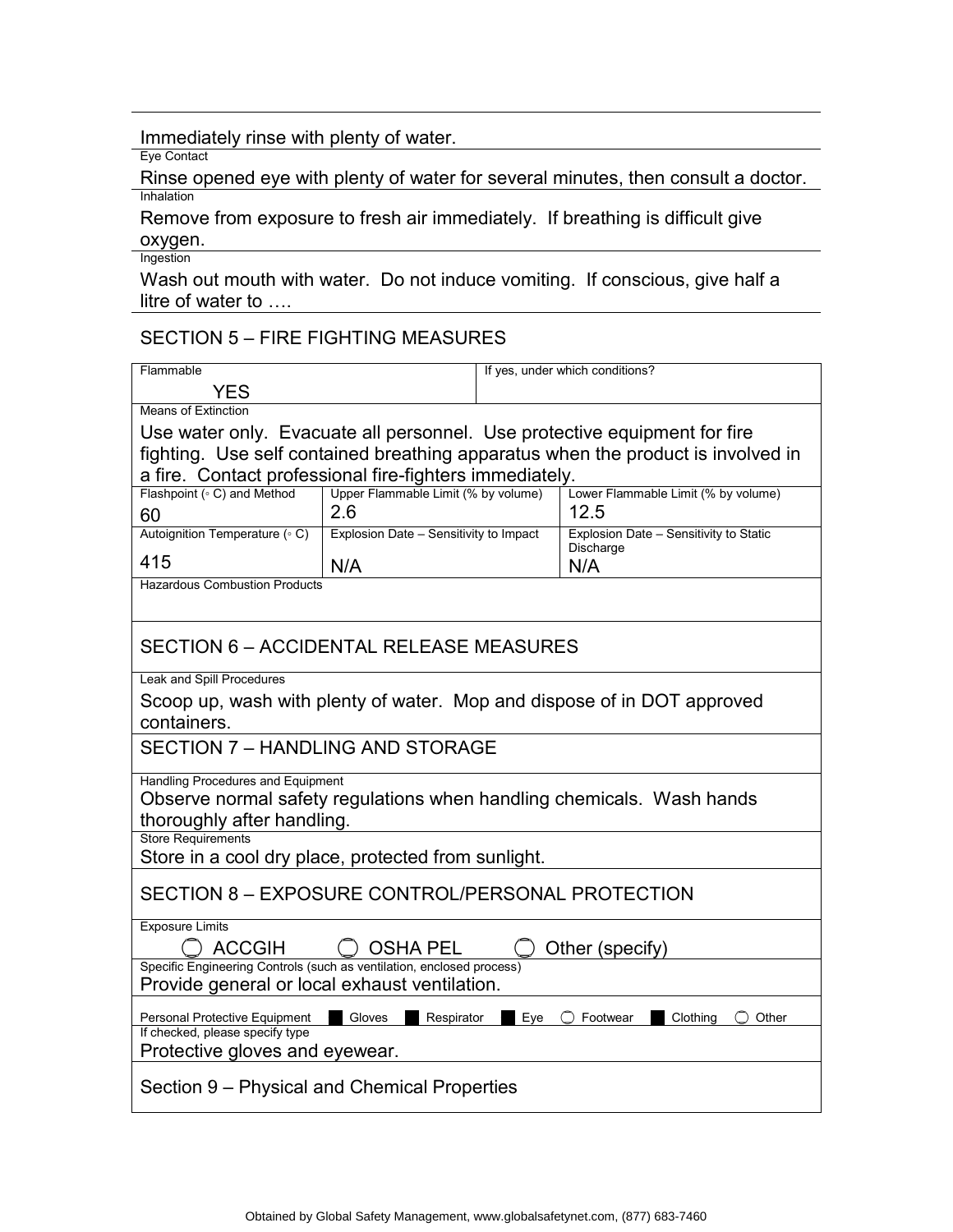Immediately rinse with plenty of water.

Eye Contact

Rinse opened eye with plenty of water for several minutes, then consult a doctor.

Inhalation

Remove from exposure to fresh air immediately. If breathing is difficult give oxygen.

Ingestion

Wash out mouth with water. Do not induce vomiting. If conscious, give half a litre of water to ….

## SECTION 5 – FIRE FIGHTING MEASURES

| Flammable | | If yes, under which conditions? |
|---|---|---|
| YES | | |

Means of Extinction

Use water only. Evacuate all personnel. Use protective equipment for fire fighting. Use self contained breathing apparatus when the product is involved in a fire. Contact professional fire-fighters immediately.

| Flashpoint (◦ C) and Method | Upper Flammable Limit (% by volume) | Lower Flammable Limit (% by volume) |
|---|---|---|
| 60 | 2.6 | 12.5 |
| **Autoignition Temperature (◦ C)** | **Explosion Date – Sensitivity to Impact** | **Explosion Date – Sensitivity to Static Discharge** |
| 415 | N/A | N/A |

Hazardous Combustion Products

## SECTION 6 – ACCIDENTAL RELEASE MEASURES

Leak and Spill Procedures

Scoop up, wash with plenty of water. Mop and dispose of in DOT approved containers.

## SECTION 7 – HANDLING AND STORAGE

Handling Procedures and Equipment

Observe normal safety regulations when handling chemicals. Wash hands thoroughly after handling.

Store Requirements

Store in a cool dry place, protected from sunlight.

## SECTION 8 – EXPOSURE CONTROL/PERSONAL PROTECTION

Exposure Limits

◯ ACCGIH ◯ OSHA PEL ◯ Other (specify)

Specific Engineering Controls (such as ventilation, enclosed process)

Provide general or local exhaust ventilation.

Personal Protective Equipment ■ Gloves ■ Respirator ■ Eye ◯ Footwear ■ Clothing ◯ Other

If checked, please specify type

Protective gloves and eyewear.

## Section 9 – Physical and Chemical Properties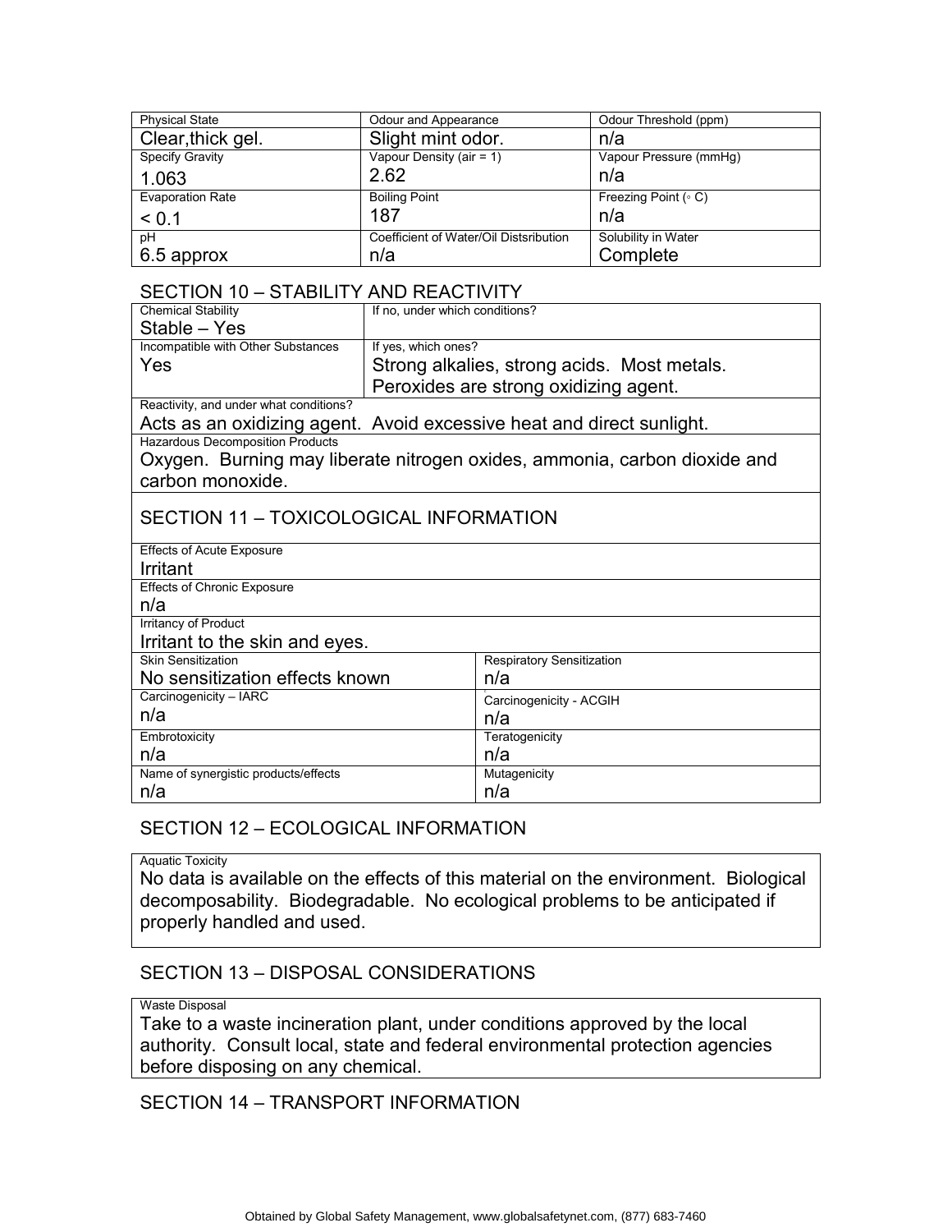| Physical State | Odour and Appearance | Odour Threshold (ppm) |
|---|---|---|
| Clear,thick gel. | Slight mint odor. | n/a |
| Specify Gravity 1.063 | Vapour Density (air = 1) 2.62 | Vapour Pressure (mmHg) n/a |
| Evaporation Rate < 0.1 | Boiling Point 187 | Freezing Point (◦ C) n/a |
| pH 6.5 approx | Coefficient of Water/Oil Distsribution n/a | Solubility in Water Complete |

## SECTION 10 – STABILITY AND REACTIVITY

| Chemical Stability | If no, under which conditions? |
|---|---|
| Stable – Yes | |
| Incompatible with Other Substances Yes | If yes, which ones? Strong alkalies, strong acids. Most metals. Peroxides are strong oxidizing agent. |

Reactivity, and under what conditions?
Acts as an oxidizing agent. Avoid excessive heat and direct sunlight.

Hazardous Decomposition Products
Oxygen. Burning may liberate nitrogen oxides, ammonia, carbon dioxide and carbon monoxide.

## SECTION 11 – TOXICOLOGICAL INFORMATION

Effects of Acute Exposure
Irritant

Effects of Chronic Exposure
n/a

Irritancy of Product
Irritant to the skin and eyes.

| Skin Sensitization | Respiratory Sensitization |
|---|---|
| No sensitization effects known | n/a |
| Carcinogenicity – IARC n/a | Carcinogenicity - ACGIH n/a |
| Embrotoxicity n/a | Teratogenicity n/a |
| Name of synergistic products/effects n/a | Mutagenicity n/a |

## SECTION 12 – ECOLOGICAL INFORMATION

Aquatic Toxicity
No data is available on the effects of this material on the environment. Biological decomposability. Biodegradable. No ecological problems to be anticipated if properly handled and used.

## SECTION 13 – DISPOSAL CONSIDERATIONS

Waste Disposal
Take to a waste incineration plant, under conditions approved by the local authority. Consult local, state and federal environmental protection agencies before disposing on any chemical.

## SECTION 14 – TRANSPORT INFORMATION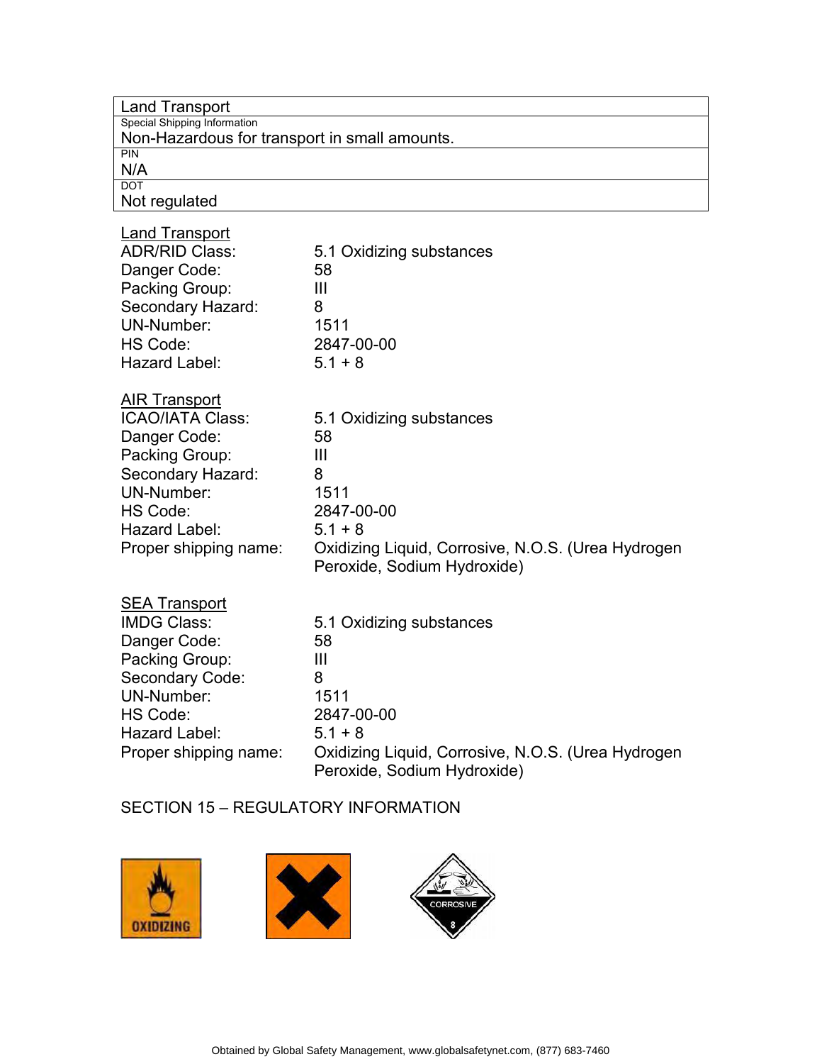| Land Transport |
|---|
| Special Shipping Information |
| Non-Hazardous for transport in small amounts. |
| PIN |
| N/A |
| DOT |
| Not regulated |

**Land Transport**

| | |
|---|---|
| ADR/RID Class: | 5.1 Oxidizing substances |
| Danger Code: | 58 |
| Packing Group: | III |
| Secondary Hazard: | 8 |
| UN-Number: | 1511 |
| HS Code: | 2847-00-00 |
| Hazard Label: | 5.1 + 8 |

**AIR Transport**

| | |
|---|---|
| ICAO/IATA Class: | 5.1 Oxidizing substances |
| Danger Code: | 58 |
| Packing Group: | III |
| Secondary Hazard: | 8 |
| UN-Number: | 1511 |
| HS Code: | 2847-00-00 |
| Hazard Label: | 5.1 + 8 |
| Proper shipping name: | Oxidizing Liquid, Corrosive, N.O.S. (Urea Hydrogen Peroxide, Sodium Hydroxide) |

**SEA Transport**

| | |
|---|---|
| IMDG Class: | 5.1 Oxidizing substances |
| Danger Code: | 58 |
| Packing Group: | III |
| Secondary Code: | 8 |
| UN-Number: | 1511 |
| HS Code: | 2847-00-00 |
| Hazard Label: | 5.1 + 8 |
| Proper shipping name: | Oxidizing Liquid, Corrosive, N.O.S. (Urea Hydrogen Peroxide, Sodium Hydroxide) |

## SECTION 15 – REGULATORY INFORMATION

OXIDIZING

CORROSIVE 8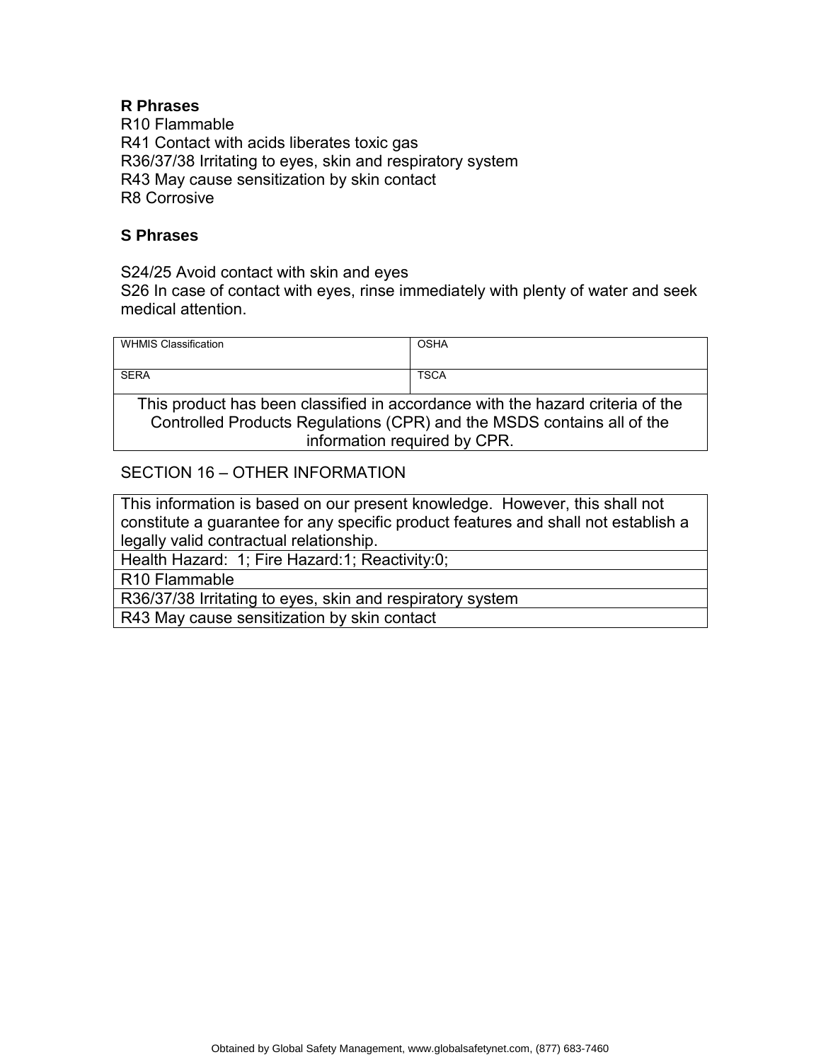**R Phrases**

R10 Flammable
R41 Contact with acids liberates toxic gas
R36/37/38 Irritating to eyes, skin and respiratory system
R43 May cause sensitization by skin contact
R8 Corrosive

**S Phrases**

S24/25 Avoid contact with skin and eyes
S26 In case of contact with eyes, rinse immediately with plenty of water and seek medical attention.

| | |
|---|---|
| WHMIS Classification | OSHA |
| SERA | TSCA |
| This product has been classified in accordance with the hazard criteria of the Controlled Products Regulations (CPR) and the MSDS contains all of the information required by CPR. | |

SECTION 16 – OTHER INFORMATION

| |
|---|
| This information is based on our present knowledge. However, this shall not constitute a guarantee for any specific product features and shall not establish a legally valid contractual relationship. |
| Health Hazard: 1; Fire Hazard:1; Reactivity:0; |
| R10 Flammable |
| R36/37/38 Irritating to eyes, skin and respiratory system |
| R43 May cause sensitization by skin contact |

Obtained by Global Safety Management, www.globalsafetynet.com, (877) 683-7460